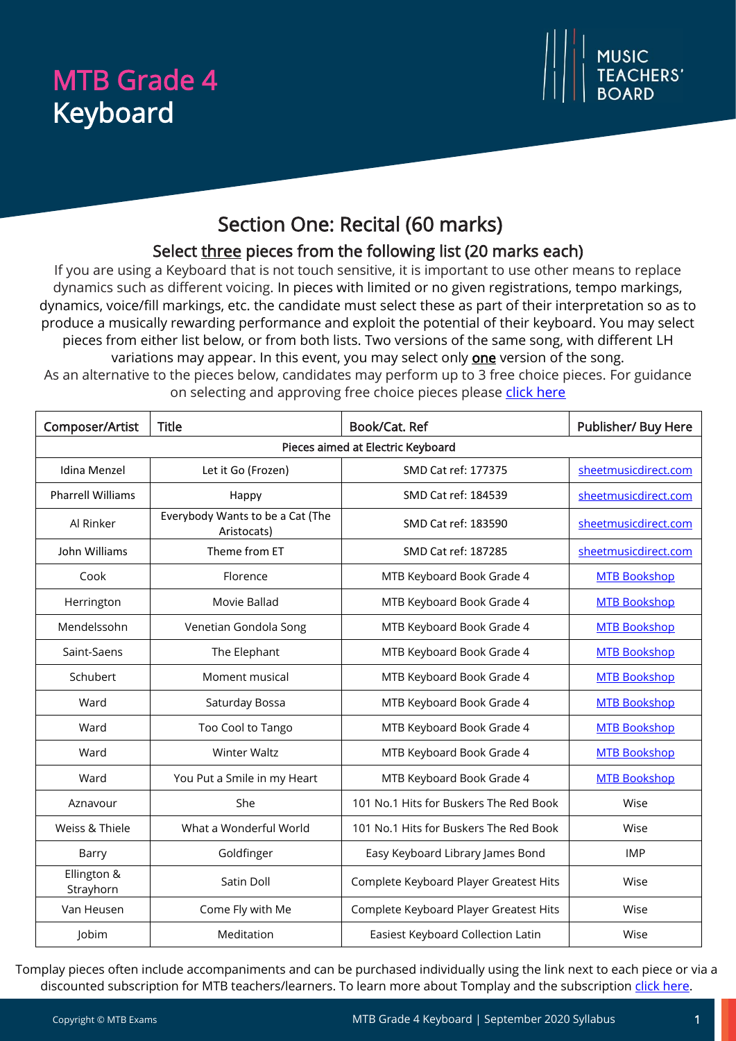# MTB Grade 4 Keyboard

MUSIC TEACHERS' BOARD

## Section One: Recital (60 marks)

### Select <u>three</u> pieces from the following list (20 marks each)

If you are using a Keyboard that is not touch sensitive, it is important to use other means to replace dynamics such as different voicing. In pieces with limited or no given registrations, tempo markings, dynamics, voice/fill markings, etc. the candidate must select these as part of their interpretation so as to produce a musically rewarding performance and exploit the potential of their keyboard. You may select pieces from either list below, or from both lists. Two versions of the same song, with different LH variations may appear. In this event, you may select only **one** version of the song.

As an alternative to the pieces below, candidates may perform up to 3 free choice pieces. For guidance on selecting and approving free choice pieces please click here

| Composer/Artist | Title | Book/Cat. Ref | Publisher/ Buy Here |
|---|---|---|---|
| Pieces aimed at Electric Keyboard | | | |
| Idina Menzel | Let it Go (Frozen) | SMD Cat ref: 177375 | sheetmusicdirect.com |
| Pharrell Williams | Happy | SMD Cat ref: 184539 | sheetmusicdirect.com |
| Al Rinker | Everybody Wants to be a Cat (The Aristocats) | SMD Cat ref: 183590 | sheetmusicdirect.com |
| John Williams | Theme from ET | SMD Cat ref: 187285 | sheetmusicdirect.com |
| Cook | Florence | MTB Keyboard Book Grade 4 | MTB Bookshop |
| Herrington | Movie Ballad | MTB Keyboard Book Grade 4 | MTB Bookshop |
| Mendelssohn | Venetian Gondola Song | MTB Keyboard Book Grade 4 | MTB Bookshop |
| Saint-Saens | The Elephant | MTB Keyboard Book Grade 4 | MTB Bookshop |
| Schubert | Moment musical | MTB Keyboard Book Grade 4 | MTB Bookshop |
| Ward | Saturday Bossa | MTB Keyboard Book Grade 4 | MTB Bookshop |
| Ward | Too Cool to Tango | MTB Keyboard Book Grade 4 | MTB Bookshop |
| Ward | Winter Waltz | MTB Keyboard Book Grade 4 | MTB Bookshop |
| Ward | You Put a Smile in my Heart | MTB Keyboard Book Grade 4 | MTB Bookshop |
| Aznavour | She | 101 No.1 Hits for Buskers The Red Book | Wise |
| Weiss & Thiele | What a Wonderful World | 101 No.1 Hits for Buskers The Red Book | Wise |
| Barry | Goldfinger | Easy Keyboard Library James Bond | IMP |
| Ellington & Strayhorn | Satin Doll | Complete Keyboard Player Greatest Hits | Wise |
| Van Heusen | Come Fly with Me | Complete Keyboard Player Greatest Hits | Wise |
| Jobim | Meditation | Easiest Keyboard Collection Latin | Wise |

Tomplay pieces often include accompaniments and can be purchased individually using the link next to each piece or via a discounted subscription for MTB teachers/learners. To learn more about Tomplay and the subscription click here.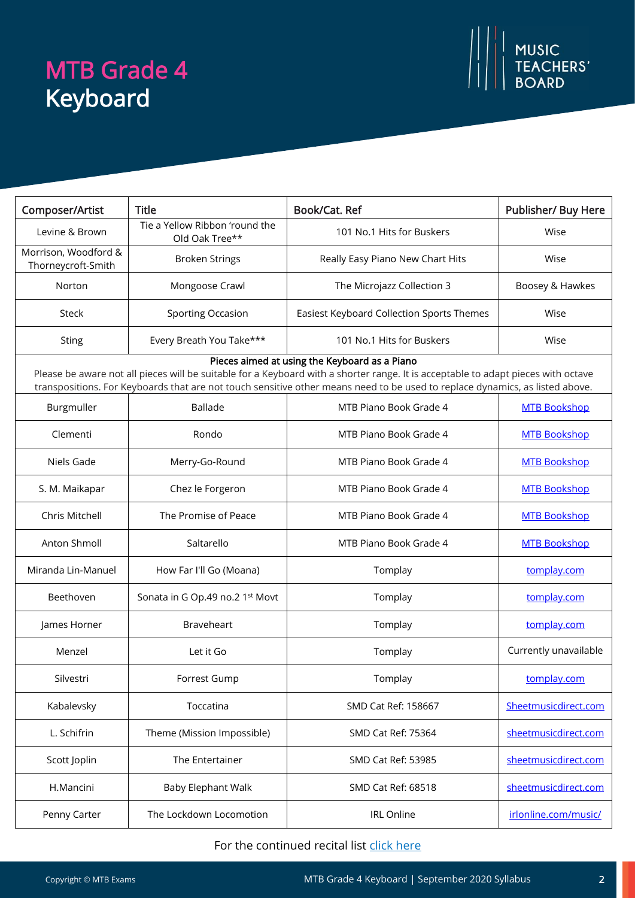# MTB Grade 4
# Keyboard

| Composer/Artist | Title | Book/Cat. Ref | Publisher/ Buy Here |
|---|---|---|---|
| Levine & Brown | Tie a Yellow Ribbon 'round the Old Oak Tree** | 101 No.1 Hits for Buskers | Wise |
| Morrison, Woodford & Thorneycroft-Smith | Broken Strings | Really Easy Piano New Chart Hits | Wise |
| Norton | Mongoose Crawl | The Microjazz Collection 3 | Boosey & Hawkes |
| Steck | Sporting Occasion | Easiest Keyboard Collection Sports Themes | Wise |
| Sting | Every Breath You Take*** | 101 No.1 Hits for Buskers | Wise |
| **Pieces aimed at using the Keyboard as a Piano** Please be aware not all pieces will be suitable for a Keyboard with a shorter range. It is acceptable to adapt pieces with octave transpositions. For Keyboards that are not touch sensitive other means need to be used to replace dynamics, as listed above. | | | |
| Burgmuller | Ballade | MTB Piano Book Grade 4 | MTB Bookshop |
| Clementi | Rondo | MTB Piano Book Grade 4 | MTB Bookshop |
| Niels Gade | Merry-Go-Round | MTB Piano Book Grade 4 | MTB Bookshop |
| S. M. Maikapar | Chez le Forgeron | MTB Piano Book Grade 4 | MTB Bookshop |
| Chris Mitchell | The Promise of Peace | MTB Piano Book Grade 4 | MTB Bookshop |
| Anton Shmoll | Saltarello | MTB Piano Book Grade 4 | MTB Bookshop |
| Miranda Lin-Manuel | How Far I'll Go (Moana) | Tomplay | tomplay.com |
| Beethoven | Sonata in G Op.49 no.2 1st Movt | Tomplay | tomplay.com |
| James Horner | Braveheart | Tomplay | tomplay.com |
| Menzel | Let it Go | Tomplay | Currently unavailable |
| Silvestri | Forrest Gump | Tomplay | tomplay.com |
| Kabalevsky | Toccatina | SMD Cat Ref: 158667 | Sheetmusicdirect.com |
| L. Schifrin | Theme (Mission Impossible) | SMD Cat Ref: 75364 | sheetmusicdirect.com |
| Scott Joplin | The Entertainer | SMD Cat Ref: 53985 | sheetmusicdirect.com |
| H.Mancini | Baby Elephant Walk | SMD Cat Ref: 68518 | sheetmusicdirect.com |
| Penny Carter | The Lockdown Locomotion | IRL Online | irlonline.com/music/ |

For the continued recital list click here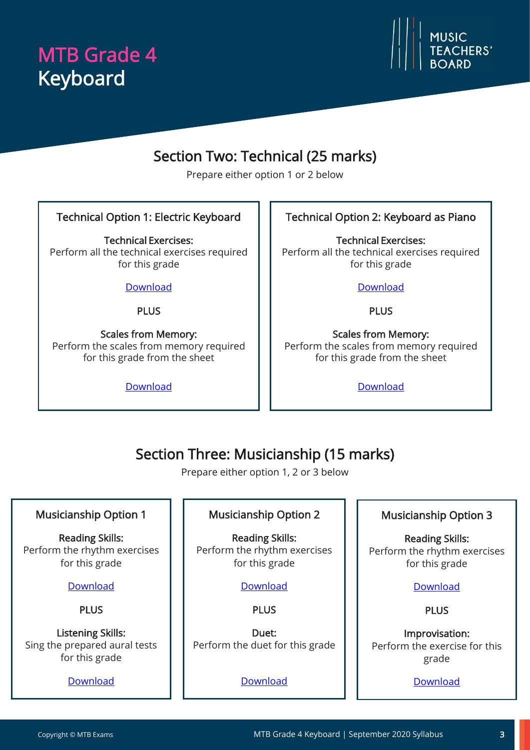# MTB Grade 4
# Keyboard

MUSIC TEACHERS' BOARD

## Section Two: Technical (25 marks)

Prepare either option 1 or 2 below

### Technical Option 1: Electric Keyboard

**Technical Exercises:**
Perform all the technical exercises required for this grade

Download

PLUS

**Scales from Memory:**
Perform the scales from memory required for this grade from the sheet

Download

### Technical Option 2: Keyboard as Piano

**Technical Exercises:**
Perform all the technical exercises required for this grade

Download

PLUS

**Scales from Memory:**
Perform the scales from memory required for this grade from the sheet

Download

## Section Three: Musicianship (15 marks)

Prepare either option 1, 2 or 3 below

### Musicianship Option 1

**Reading Skills:**
Perform the rhythm exercises for this grade

Download

PLUS

**Listening Skills:**
Sing the prepared aural tests for this grade

Download

### Musicianship Option 2

**Reading Skills:**
Perform the rhythm exercises for this grade

Download

PLUS

**Duet:**
Perform the duet for this grade

Download

### Musicianship Option 3

**Reading Skills:**
Perform the rhythm exercises for this grade

Download

PLUS

**Improvisation:**
Perform the exercise for this grade

Download